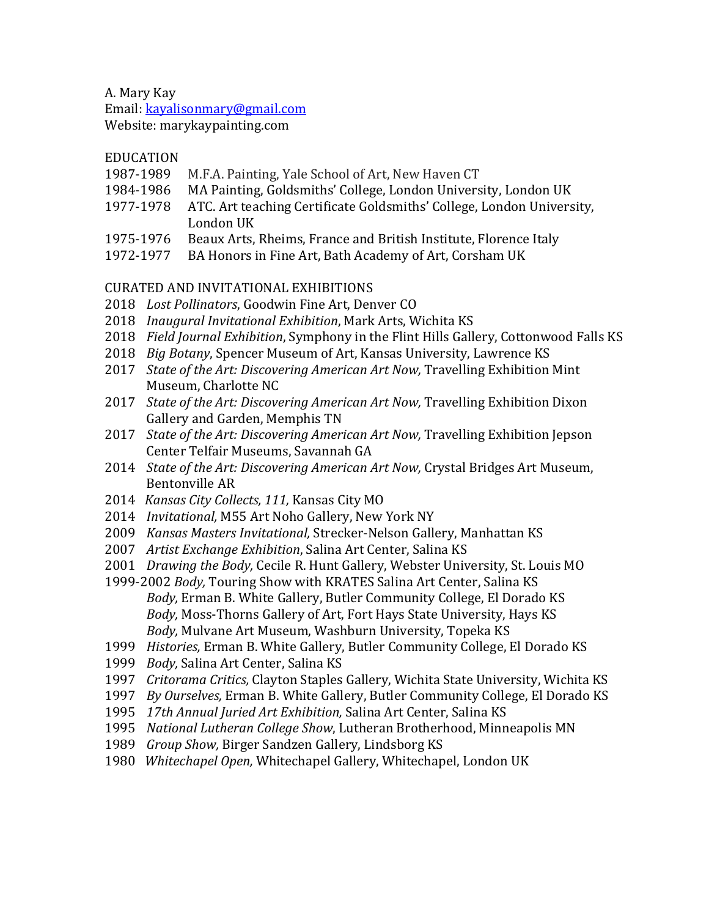A. Mary Kay
Email: kayalisonmary@gmail.com
Website: marykaypainting.com

## EDUCATION

1987-1989 M.F.A. Painting, Yale School of Art, New Haven CT
1984-1986 MA Painting, Goldsmiths' College, London University, London UK
1977-1978 ATC. Art teaching Certificate Goldsmiths' College, London University, London UK
1975-1976 Beaux Arts, Rheims, France and British Institute, Florence Italy
1972-1977 BA Honors in Fine Art, Bath Academy of Art, Corsham UK

## CURATED AND INVITATIONAL EXHIBITIONS

2018 *Lost Pollinators*, Goodwin Fine Art, Denver CO
2018 *Inaugural Invitational Exhibition*, Mark Arts, Wichita KS
2018 *Field Journal Exhibition*, Symphony in the Flint Hills Gallery, Cottonwood Falls KS
2018 *Big Botany*, Spencer Museum of Art, Kansas University, Lawrence KS
2017 *State of the Art: Discovering American Art Now,* Travelling Exhibition Mint Museum, Charlotte NC
2017 *State of the Art: Discovering American Art Now,* Travelling Exhibition Dixon Gallery and Garden, Memphis TN
2017 *State of the Art: Discovering American Art Now,* Travelling Exhibition Jepson Center Telfair Museums, Savannah GA
2014 *State of the Art: Discovering American Art Now,* Crystal Bridges Art Museum, Bentonville AR
2014 *Kansas City Collects, 111,* Kansas City MO
2014 *Invitational,* M55 Art Noho Gallery, New York NY
2009 *Kansas Masters Invitational,* Strecker-Nelson Gallery, Manhattan KS
2007 *Artist Exchange Exhibition*, Salina Art Center, Salina KS
2001 *Drawing the Body,* Cecile R. Hunt Gallery, Webster University, St. Louis MO
1999-2002 *Body,* Touring Show with KRATES Salina Art Center, Salina KS
*Body,* Erman B. White Gallery, Butler Community College, El Dorado KS
*Body,* Moss-Thorns Gallery of Art, Fort Hays State University, Hays KS
*Body,* Mulvane Art Museum, Washburn University, Topeka KS
1999 *Histories,* Erman B. White Gallery, Butler Community College, El Dorado KS
1999 *Body,* Salina Art Center, Salina KS
1997 *Critorama Critics,* Clayton Staples Gallery, Wichita State University, Wichita KS
1997 *By Ourselves,* Erman B. White Gallery, Butler Community College, El Dorado KS
1995 *17th Annual Juried Art Exhibition,* Salina Art Center, Salina KS
1995 *National Lutheran College Show*, Lutheran Brotherhood, Minneapolis MN
1989 *Group Show,* Birger Sandzen Gallery, Lindsborg KS
1980 *Whitechapel Open,* Whitechapel Gallery, Whitechapel, London UK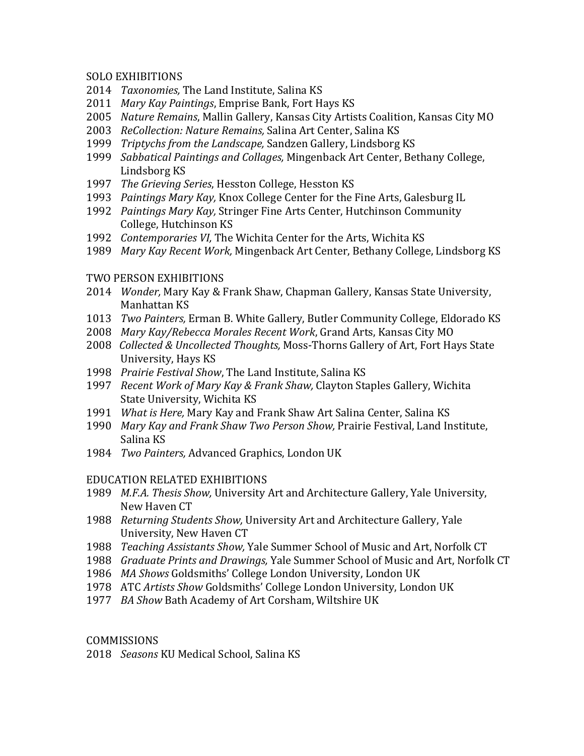## SOLO EXHIBITIONS

2014 *Taxonomies,* The Land Institute, Salina KS
2011 *Mary Kay Paintings*, Emprise Bank, Fort Hays KS
2005 *Nature Remains*, Mallin Gallery, Kansas City Artists Coalition, Kansas City MO
2003 *ReCollection: Nature Remains,* Salina Art Center, Salina KS
1999 *Triptychs from the Landscape,* Sandzen Gallery, Lindsborg KS
1999 *Sabbatical Paintings and Collages,* Mingenback Art Center, Bethany College, Lindsborg KS
1997 *The Grieving Series*, Hesston College, Hesston KS
1993 *Paintings Mary Kay,* Knox College Center for the Fine Arts, Galesburg IL
1992 *Paintings Mary Kay,* Stringer Fine Arts Center, Hutchinson Community College, Hutchinson KS
1992 *Contemporaries VI,* The Wichita Center for the Arts, Wichita KS
1989 *Mary Kay Recent Work,* Mingenback Art Center, Bethany College, Lindsborg KS

## TWO PERSON EXHIBITIONS

2014 *Wonder,* Mary Kay & Frank Shaw, Chapman Gallery, Kansas State University, Manhattan KS
1013 *Two Painters,* Erman B. White Gallery, Butler Community College, Eldorado KS
2008 *Mary Kay/Rebecca Morales Recent Work*, Grand Arts, Kansas City MO
2008 *Collected & Uncollected Thoughts,* Moss-Thorns Gallery of Art, Fort Hays State University, Hays KS
1998 *Prairie Festival Show*, The Land Institute, Salina KS
1997 *Recent Work of Mary Kay & Frank Shaw,* Clayton Staples Gallery, Wichita State University, Wichita KS
1991 *What is Here,* Mary Kay and Frank Shaw Art Salina Center, Salina KS
1990 *Mary Kay and Frank Shaw Two Person Show,* Prairie Festival, Land Institute, Salina KS
1984 *Two Painters,* Advanced Graphics, London UK

## EDUCATION RELATED EXHIBITIONS

1989 *M.F.A. Thesis Show,* University Art and Architecture Gallery, Yale University, New Haven CT
1988 *Returning Students Show,* University Art and Architecture Gallery, Yale University, New Haven CT
1988 *Teaching Assistants Show,* Yale Summer School of Music and Art, Norfolk CT
1988 *Graduate Prints and Drawings,* Yale Summer School of Music and Art, Norfolk CT
1986 *MA Shows* Goldsmiths' College London University, London UK
1978 ATC *Artists Show* Goldsmiths' College London University, London UK
1977 *BA Show* Bath Academy of Art Corsham, Wiltshire UK

## COMMISSIONS

2018 *Seasons* KU Medical School, Salina KS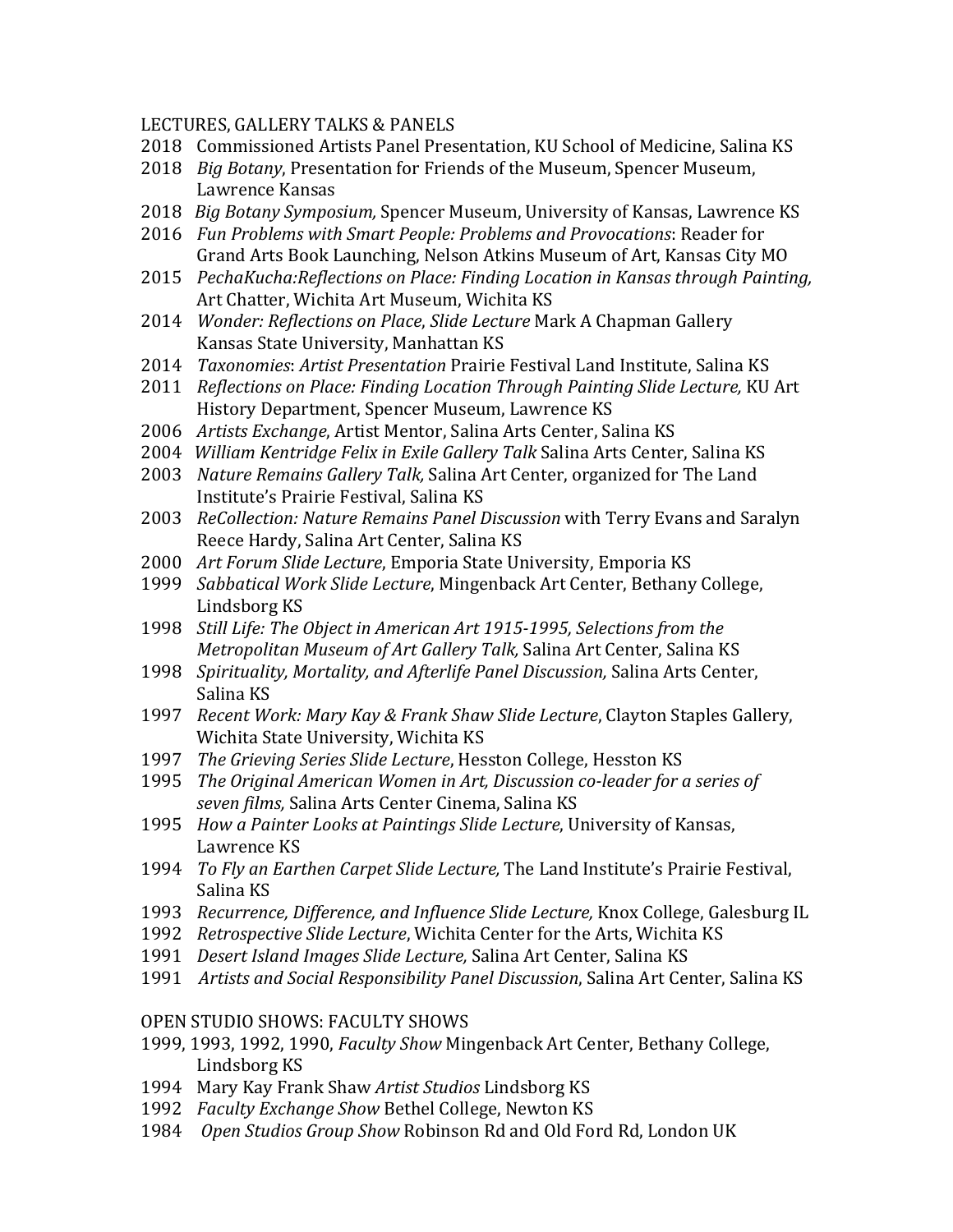## LECTURES, GALLERY TALKS & PANELS

- 2018 Commissioned Artists Panel Presentation, KU School of Medicine, Salina KS
- 2018 *Big Botany*, Presentation for Friends of the Museum, Spencer Museum, Lawrence Kansas
- 2018 *Big Botany Symposium,* Spencer Museum, University of Kansas, Lawrence KS
- 2016 *Fun Problems with Smart People: Problems and Provocations*: Reader for Grand Arts Book Launching, Nelson Atkins Museum of Art, Kansas City MO
- 2015 *PechaKucha:Reflections on Place: Finding Location in Kansas through Painting,* Art Chatter, Wichita Art Museum, Wichita KS
- 2014 *Wonder: Reflections on Place*, *Slide Lecture* Mark A Chapman Gallery Kansas State University, Manhattan KS
- 2014 *Taxonomies*: *Artist Presentation* Prairie Festival Land Institute, Salina KS
- 2011 *Reflections on Place: Finding Location Through Painting Slide Lecture,* KU Art History Department, Spencer Museum, Lawrence KS
- 2006 *Artists Exchange*, Artist Mentor, Salina Arts Center, Salina KS
- 2004 *William Kentridge Felix in Exile Gallery Talk* Salina Arts Center, Salina KS
- 2003 *Nature Remains Gallery Talk,* Salina Art Center, organized for The Land Institute's Prairie Festival, Salina KS
- 2003 *ReCollection: Nature Remains Panel Discussion* with Terry Evans and Saralyn Reece Hardy, Salina Art Center, Salina KS
- 2000 *Art Forum Slide Lecture*, Emporia State University, Emporia KS
- 1999 *Sabbatical Work Slide Lecture*, Mingenback Art Center, Bethany College, Lindsborg KS
- 1998 *Still Life: The Object in American Art 1915-1995, Selections from the Metropolitan Museum of Art Gallery Talk,* Salina Art Center, Salina KS
- 1998 *Spirituality, Mortality, and Afterlife Panel Discussion,* Salina Arts Center, Salina KS
- 1997 *Recent Work: Mary Kay & Frank Shaw Slide Lecture*, Clayton Staples Gallery, Wichita State University, Wichita KS
- 1997 *The Grieving Series Slide Lecture*, Hesston College, Hesston KS
- 1995 *The Original American Women in Art, Discussion co-leader for a series of seven films,* Salina Arts Center Cinema, Salina KS
- 1995 *How a Painter Looks at Paintings Slide Lecture*, University of Kansas, Lawrence KS
- 1994 *To Fly an Earthen Carpet Slide Lecture,* The Land Institute's Prairie Festival, Salina KS
- 1993 *Recurrence, Difference, and Influence Slide Lecture,* Knox College, Galesburg IL
- 1992 *Retrospective Slide Lecture*, Wichita Center for the Arts, Wichita KS
- 1991 *Desert Island Images Slide Lecture,* Salina Art Center, Salina KS
- 1991 *Artists and Social Responsibility Panel Discussion*, Salina Art Center, Salina KS

## OPEN STUDIO SHOWS: FACULTY SHOWS

- 1999, 1993, 1992, 1990, *Faculty Show* Mingenback Art Center, Bethany College, Lindsborg KS
- 1994 Mary Kay Frank Shaw *Artist Studios* Lindsborg KS
- 1992 *Faculty Exchange Show* Bethel College, Newton KS
- 1984 *Open Studios Group Show* Robinson Rd and Old Ford Rd, London UK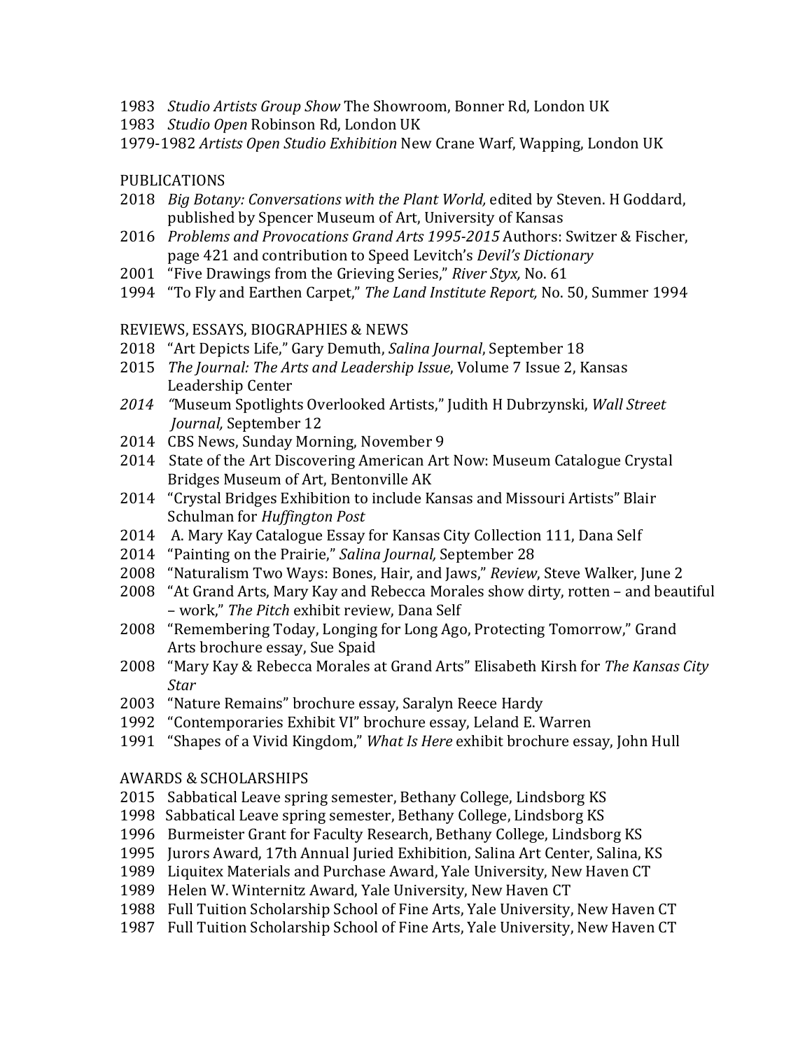1983 *Studio Artists Group Show* The Showroom, Bonner Rd, London UK
1983 *Studio Open* Robinson Rd, London UK
1979-1982 *Artists Open Studio Exhibition* New Crane Warf, Wapping, London UK

## PUBLICATIONS

2018 *Big Botany: Conversations with the Plant World,* edited by Steven. H Goddard, published by Spencer Museum of Art, University of Kansas
2016 *Problems and Provocations Grand Arts 1995-2015* Authors: Switzer & Fischer, page 421 and contribution to Speed Levitch's *Devil's Dictionary*
2001 "Five Drawings from the Grieving Series," *River Styx,* No. 61
1994 "To Fly and Earthen Carpet," *The Land Institute Report,* No. 50, Summer 1994

## REVIEWS, ESSAYS, BIOGRAPHIES & NEWS

2018 "Art Depicts Life," Gary Demuth, *Salina Journal*, September 18
2015 *The Journal: The Arts and Leadership Issue*, Volume 7 Issue 2, Kansas Leadership Center
*2014 "*Museum Spotlights Overlooked Artists," Judith H Dubrzynski, *Wall Street Journal,* September 12
2014 CBS News, Sunday Morning, November 9
2014 State of the Art Discovering American Art Now: Museum Catalogue Crystal Bridges Museum of Art, Bentonville AK
2014 "Crystal Bridges Exhibition to include Kansas and Missouri Artists" Blair Schulman for *Huffington Post*
2014 A. Mary Kay Catalogue Essay for Kansas City Collection 111, Dana Self
2014 "Painting on the Prairie," *Salina Journal,* September 28
2008 "Naturalism Two Ways: Bones, Hair, and Jaws," *Review*, Steve Walker, June 2
2008 "At Grand Arts, Mary Kay and Rebecca Morales show dirty, rotten – and beautiful – work," *The Pitch* exhibit review, Dana Self
2008 "Remembering Today, Longing for Long Ago, Protecting Tomorrow," Grand Arts brochure essay, Sue Spaid
2008 "Mary Kay & Rebecca Morales at Grand Arts" Elisabeth Kirsh for *The Kansas City Star*
2003 "Nature Remains" brochure essay, Saralyn Reece Hardy
1992 "Contemporaries Exhibit VI" brochure essay, Leland E. Warren
1991 "Shapes of a Vivid Kingdom," *What Is Here* exhibit brochure essay, John Hull

## AWARDS & SCHOLARSHIPS

2015 Sabbatical Leave spring semester, Bethany College, Lindsborg KS
1998 Sabbatical Leave spring semester, Bethany College, Lindsborg KS
1996 Burmeister Grant for Faculty Research, Bethany College, Lindsborg KS
1995 Jurors Award, 17th Annual Juried Exhibition, Salina Art Center, Salina, KS
1989 Liquitex Materials and Purchase Award, Yale University, New Haven CT
1989 Helen W. Winternitz Award, Yale University, New Haven CT
1988 Full Tuition Scholarship School of Fine Arts, Yale University, New Haven CT
1987 Full Tuition Scholarship School of Fine Arts, Yale University, New Haven CT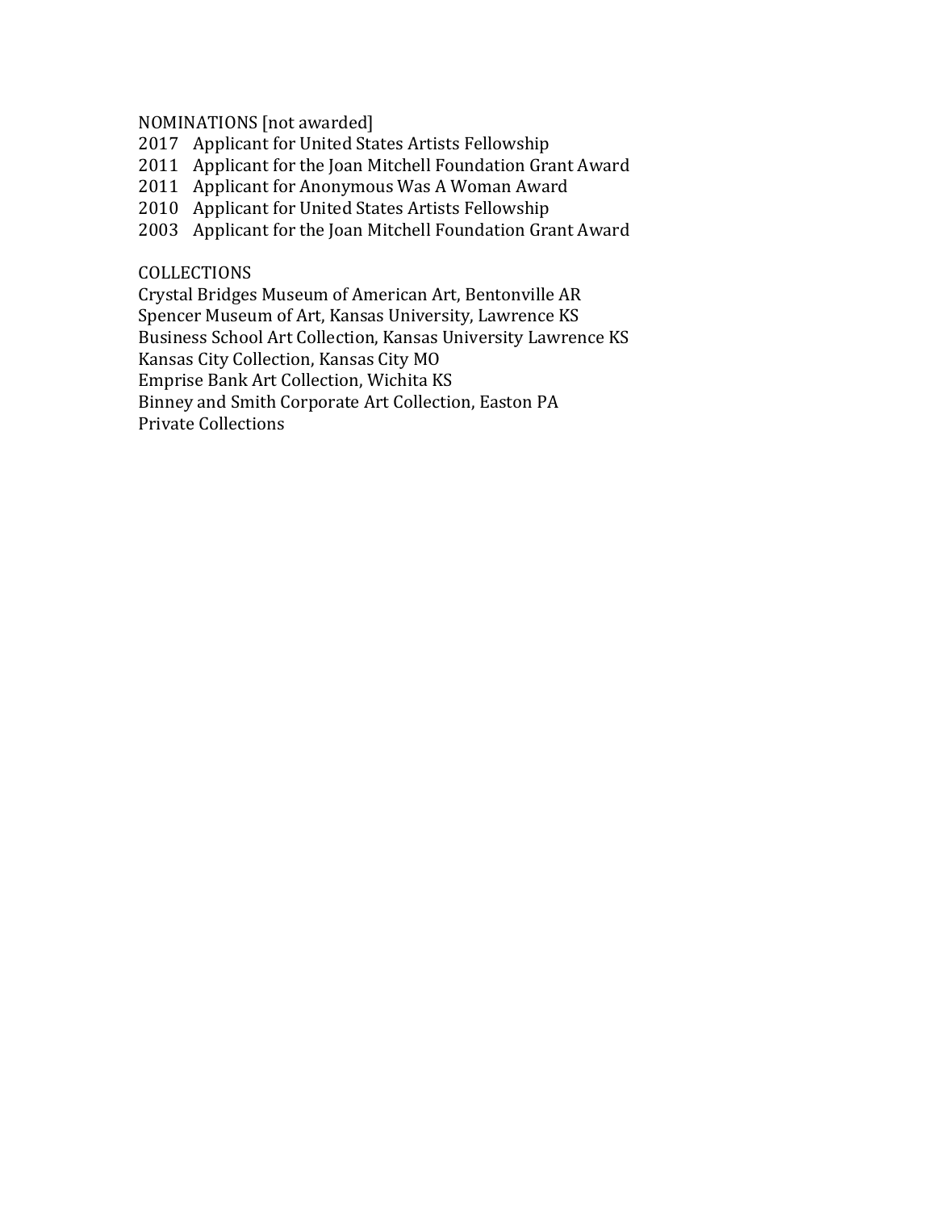NOMINATIONS [not awarded]

2017 Applicant for United States Artists Fellowship
2011 Applicant for the Joan Mitchell Foundation Grant Award
2011 Applicant for Anonymous Was A Woman Award
2010 Applicant for United States Artists Fellowship
2003 Applicant for the Joan Mitchell Foundation Grant Award

COLLECTIONS

Crystal Bridges Museum of American Art, Bentonville AR
Spencer Museum of Art, Kansas University, Lawrence KS
Business School Art Collection, Kansas University Lawrence KS
Kansas City Collection, Kansas City MO
Emprise Bank Art Collection, Wichita KS
Binney and Smith Corporate Art Collection, Easton PA
Private Collections